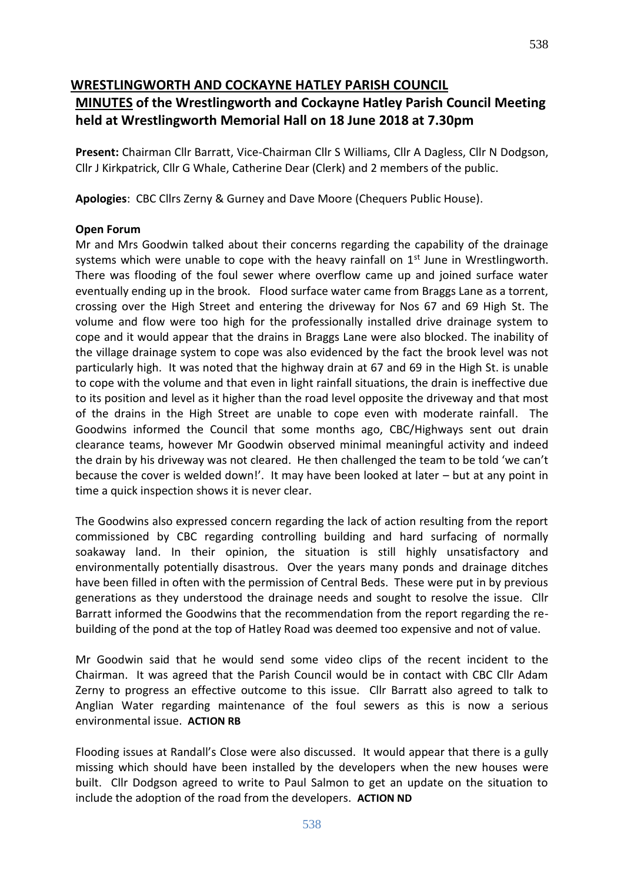# WRESTLINGWORTH AND COCKAYNE HATLEY PARISH COUNCIL

## MINUTES of the Wrestlingworth and Cockayne Hatley Parish Council Meeting held at Wrestlingworth Memorial Hall on 18 June 2018 at 7.30pm

**Present:** Chairman Cllr Barratt, Vice-Chairman Cllr S Williams, Cllr A Dagless, Cllr N Dodgson, Cllr J Kirkpatrick, Cllr G Whale, Catherine Dear (Clerk) and 2 members of the public.

**Apologies**: CBC Cllrs Zerny & Gurney and Dave Moore (Chequers Public House).

**Open Forum**

Mr and Mrs Goodwin talked about their concerns regarding the capability of the drainage systems which were unable to cope with the heavy rainfall on 1st June in Wrestlingworth. There was flooding of the foul sewer where overflow came up and joined surface water eventually ending up in the brook. Flood surface water came from Braggs Lane as a torrent, crossing over the High Street and entering the driveway for Nos 67 and 69 High St. The volume and flow were too high for the professionally installed drive drainage system to cope and it would appear that the drains in Braggs Lane were also blocked. The inability of the village drainage system to cope was also evidenced by the fact the brook level was not particularly high. It was noted that the highway drain at 67 and 69 in the High St. is unable to cope with the volume and that even in light rainfall situations, the drain is ineffective due to its position and level as it higher than the road level opposite the driveway and that most of the drains in the High Street are unable to cope even with moderate rainfall. The Goodwins informed the Council that some months ago, CBC/Highways sent out drain clearance teams, however Mr Goodwin observed minimal meaningful activity and indeed the drain by his driveway was not cleared. He then challenged the team to be told 'we can't because the cover is welded down!'. It may have been looked at later – but at any point in time a quick inspection shows it is never clear.

The Goodwins also expressed concern regarding the lack of action resulting from the report commissioned by CBC regarding controlling building and hard surfacing of normally soakaway land. In their opinion, the situation is still highly unsatisfactory and environmentally potentially disastrous. Over the years many ponds and drainage ditches have been filled in often with the permission of Central Beds. These were put in by previous generations as they understood the drainage needs and sought to resolve the issue. Cllr Barratt informed the Goodwins that the recommendation from the report regarding the re-building of the pond at the top of Hatley Road was deemed too expensive and not of value.

Mr Goodwin said that he would send some video clips of the recent incident to the Chairman. It was agreed that the Parish Council would be in contact with CBC Cllr Adam Zerny to progress an effective outcome to this issue. Cllr Barratt also agreed to talk to Anglian Water regarding maintenance of the foul sewers as this is now a serious environmental issue. **ACTION RB**

Flooding issues at Randall's Close were also discussed. It would appear that there is a gully missing which should have been installed by the developers when the new houses were built. Cllr Dodgson agreed to write to Paul Salmon to get an update on the situation to include the adoption of the road from the developers. **ACTION ND**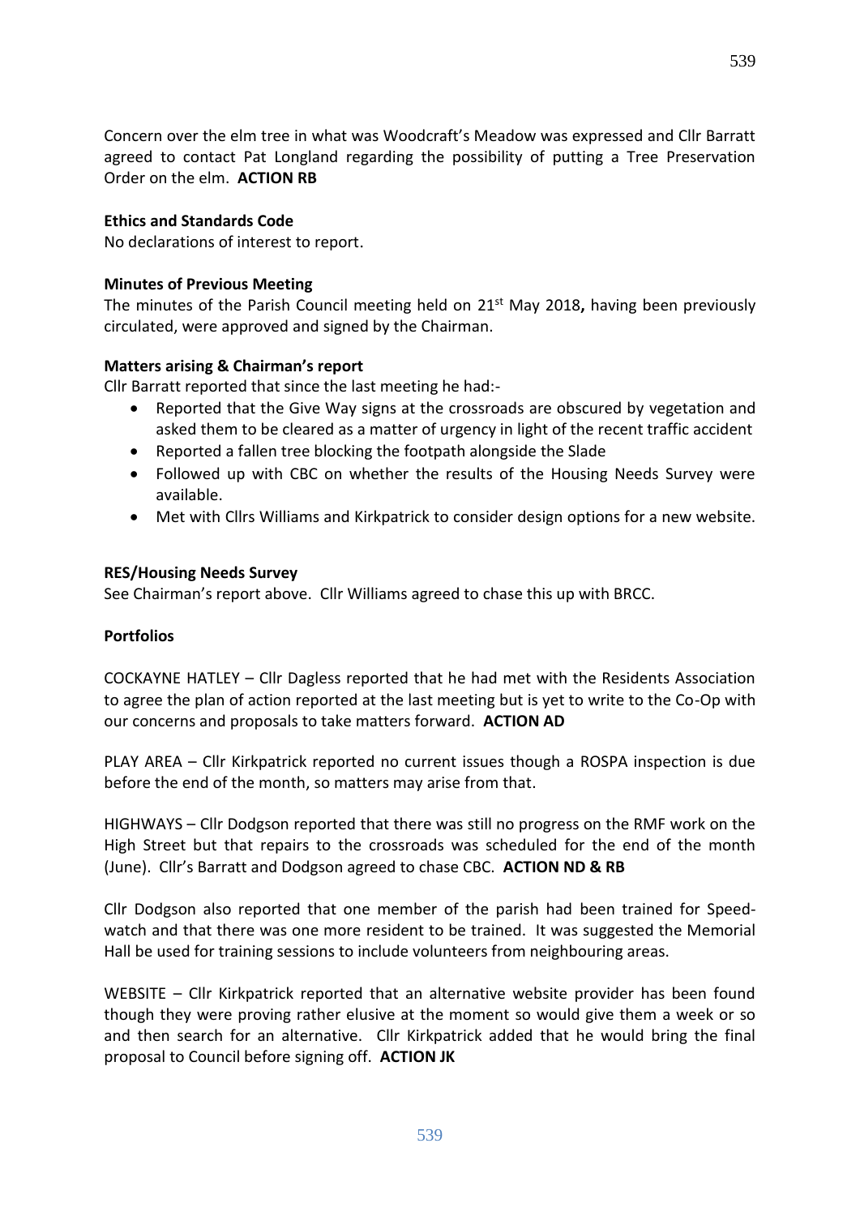Concern over the elm tree in what was Woodcraft's Meadow was expressed and Cllr Barratt agreed to contact Pat Longland regarding the possibility of putting a Tree Preservation Order on the elm. **ACTION RB**

**Ethics and Standards Code**
No declarations of interest to report.

**Minutes of Previous Meeting**
The minutes of the Parish Council meeting held on 21st May 2018**,** having been previously circulated, were approved and signed by the Chairman.

**Matters arising & Chairman's report**
Cllr Barratt reported that since the last meeting he had:-

- Reported that the Give Way signs at the crossroads are obscured by vegetation and asked them to be cleared as a matter of urgency in light of the recent traffic accident
- Reported a fallen tree blocking the footpath alongside the Slade
- Followed up with CBC on whether the results of the Housing Needs Survey were available.
- Met with Cllrs Williams and Kirkpatrick to consider design options for a new website.

**RES/Housing Needs Survey**
See Chairman's report above. Cllr Williams agreed to chase this up with BRCC.

**Portfolios**

COCKAYNE HATLEY – Cllr Dagless reported that he had met with the Residents Association to agree the plan of action reported at the last meeting but is yet to write to the Co-Op with our concerns and proposals to take matters forward. **ACTION AD**

PLAY AREA – Cllr Kirkpatrick reported no current issues though a ROSPA inspection is due before the end of the month, so matters may arise from that.

HIGHWAYS – Cllr Dodgson reported that there was still no progress on the RMF work on the High Street but that repairs to the crossroads was scheduled for the end of the month (June). Cllr's Barratt and Dodgson agreed to chase CBC. **ACTION ND & RB**

Cllr Dodgson also reported that one member of the parish had been trained for Speed-watch and that there was one more resident to be trained. It was suggested the Memorial Hall be used for training sessions to include volunteers from neighbouring areas.

WEBSITE – Cllr Kirkpatrick reported that an alternative website provider has been found though they were proving rather elusive at the moment so would give them a week or so and then search for an alternative. Cllr Kirkpatrick added that he would bring the final proposal to Council before signing off. **ACTION JK**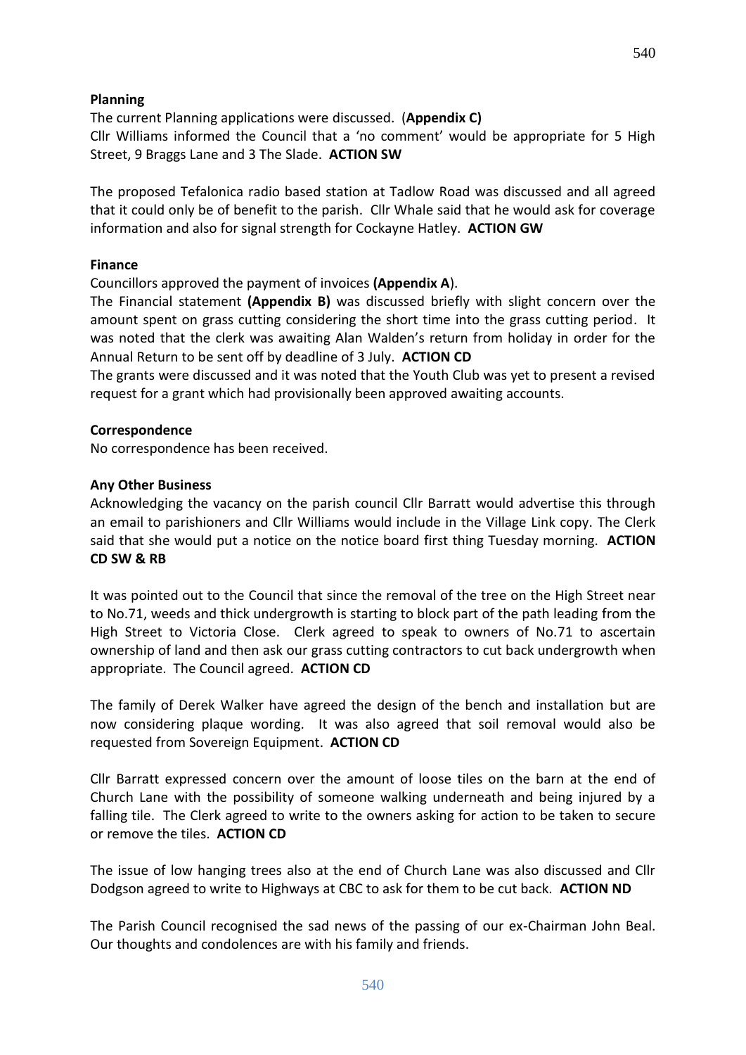**Planning**

The current Planning applications were discussed. (**Appendix C)**
Cllr Williams informed the Council that a 'no comment' would be appropriate for 5 High Street, 9 Braggs Lane and 3 The Slade. **ACTION SW**

The proposed Tefalonica radio based station at Tadlow Road was discussed and all agreed that it could only be of benefit to the parish. Cllr Whale said that he would ask for coverage information and also for signal strength for Cockayne Hatley. **ACTION GW**

**Finance**

Councillors approved the payment of invoices **(Appendix A**).
The Financial statement **(Appendix B)** was discussed briefly with slight concern over the amount spent on grass cutting considering the short time into the grass cutting period. It was noted that the clerk was awaiting Alan Walden's return from holiday in order for the Annual Return to be sent off by deadline of 3 July. **ACTION CD**
The grants were discussed and it was noted that the Youth Club was yet to present a revised request for a grant which had provisionally been approved awaiting accounts.

**Correspondence**

No correspondence has been received.

**Any Other Business**

Acknowledging the vacancy on the parish council Cllr Barratt would advertise this through an email to parishioners and Cllr Williams would include in the Village Link copy. The Clerk said that she would put a notice on the notice board first thing Tuesday morning. **ACTION CD SW & RB**

It was pointed out to the Council that since the removal of the tree on the High Street near to No.71, weeds and thick undergrowth is starting to block part of the path leading from the High Street to Victoria Close. Clerk agreed to speak to owners of No.71 to ascertain ownership of land and then ask our grass cutting contractors to cut back undergrowth when appropriate. The Council agreed. **ACTION CD**

The family of Derek Walker have agreed the design of the bench and installation but are now considering plaque wording. It was also agreed that soil removal would also be requested from Sovereign Equipment. **ACTION CD**

Cllr Barratt expressed concern over the amount of loose tiles on the barn at the end of Church Lane with the possibility of someone walking underneath and being injured by a falling tile. The Clerk agreed to write to the owners asking for action to be taken to secure or remove the tiles. **ACTION CD**

The issue of low hanging trees also at the end of Church Lane was also discussed and Cllr Dodgson agreed to write to Highways at CBC to ask for them to be cut back. **ACTION ND**

The Parish Council recognised the sad news of the passing of our ex-Chairman John Beal. Our thoughts and condolences are with his family and friends.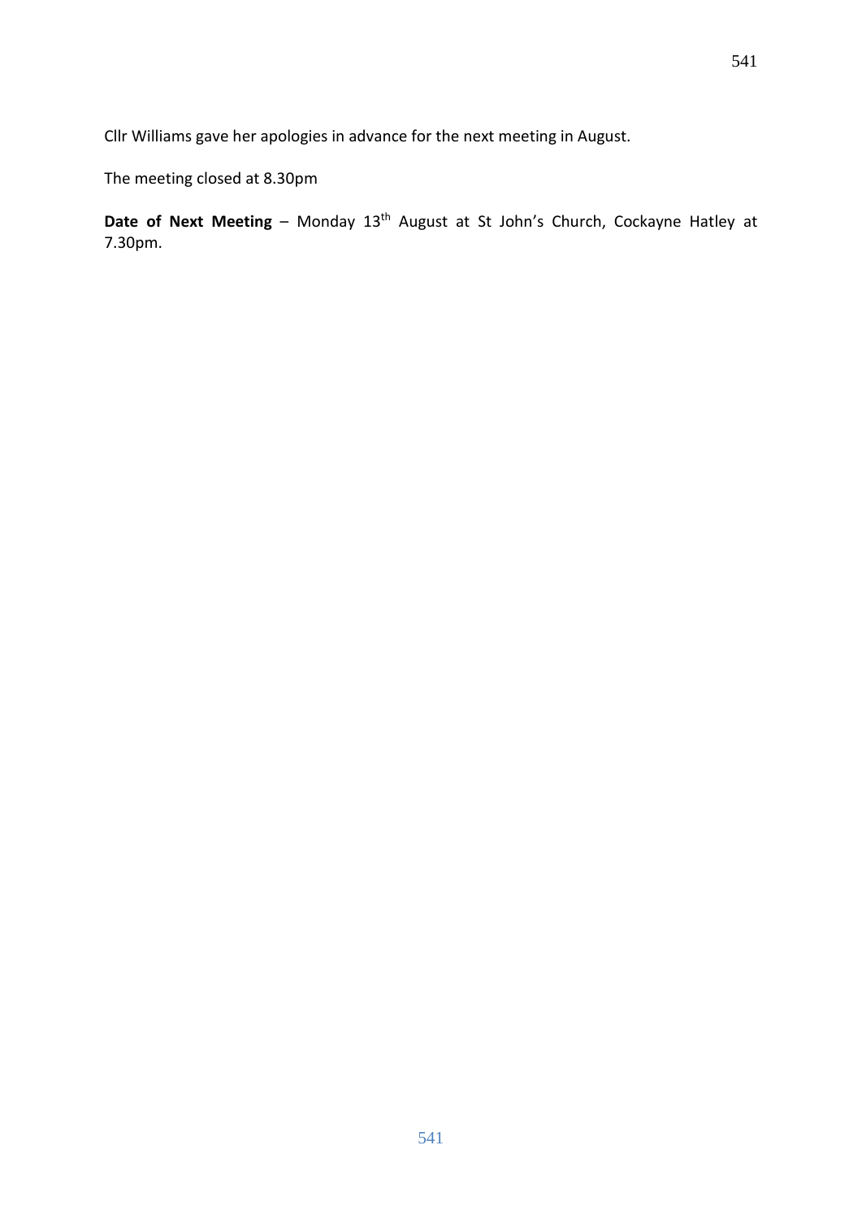Cllr Williams gave her apologies in advance for the next meeting in August.

The meeting closed at 8.30pm

**Date of Next Meeting** – Monday 13th August at St John's Church, Cockayne Hatley at 7.30pm.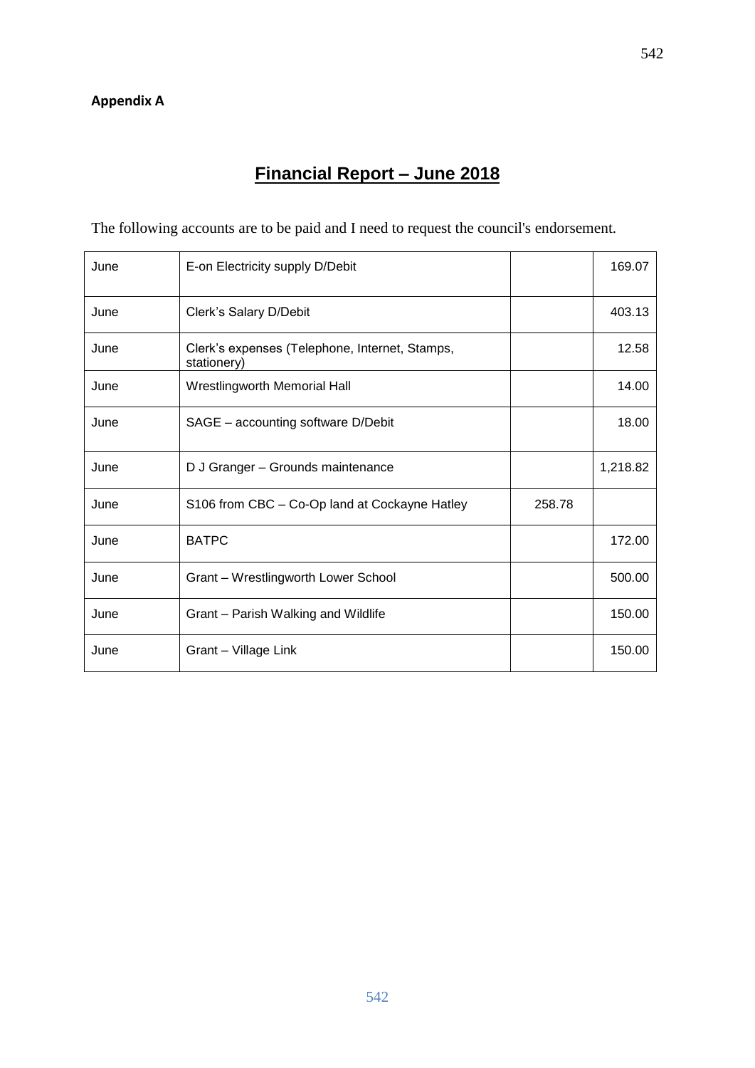**Appendix A**

# Financial Report – June 2018

The following accounts are to be paid and I need to request the council's endorsement.

| | | | |
|---|---|---|---|
| June | E-on Electricity supply D/Debit | | 169.07 |
| June | Clerk's Salary D/Debit | | 403.13 |
| June | Clerk's expenses (Telephone, Internet, Stamps, stationery) | | 12.58 |
| June | Wrestlingworth Memorial Hall | | 14.00 |
| June | SAGE – accounting software D/Debit | | 18.00 |
| June | D J Granger – Grounds maintenance | | 1,218.82 |
| June | S106 from CBC – Co-Op land at Cockayne Hatley | 258.78 | |
| June | BATPC | | 172.00 |
| June | Grant – Wrestlingworth Lower School | | 500.00 |
| June | Grant – Parish Walking and Wildlife | | 150.00 |
| June | Grant – Village Link | | 150.00 |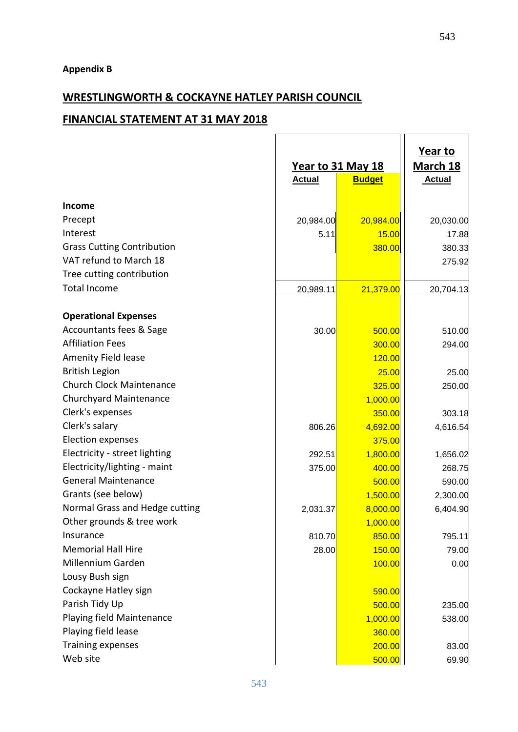**Appendix B**

## WRESTLINGWORTH & COCKAYNE HATLEY PARISH COUNCIL

## FINANCIAL STATEMENT AT 31 MAY 2018

| | Year to 31 May 18 | | Year to March 18 |
|---|---|---|---|
| | Actual | Budget | Actual |
| **Income** | | | |
| Precept | 20,984.00 | 20,984.00 | 20,030.00 |
| Interest | 5.11 | 15.00 | 17.88 |
| Grass Cutting Contribution | | 380.00 | 380.33 |
| VAT refund to March 18 | | | 275.92 |
| Tree cutting contribution | | | |
| Total Income | 20,989.11 | 21,379.00 | 20,704.13 |
| | | | |
| **Operational Expenses** | | | |
| Accountants fees & Sage | 30.00 | 500.00 | 510.00 |
| Affiliation Fees | | 300.00 | 294.00 |
| Amenity Field lease | | 120.00 | |
| British Legion | | 25.00 | 25.00 |
| Church Clock Maintenance | | 325.00 | 250.00 |
| Churchyard Maintenance | | 1,000.00 | |
| Clerk's expenses | | 350.00 | 303.18 |
| Clerk's salary | 806.26 | 4,692.00 | 4,616.54 |
| Election expenses | | 375.00 | |
| Electricity - street lighting | 292.51 | 1,800.00 | 1,656.02 |
| Electricity/lighting - maint | 375.00 | 400.00 | 268.75 |
| General Maintenance | | 500.00 | 590.00 |
| Grants (see below) | | 1,500.00 | 2,300.00 |
| Normal Grass and Hedge cutting | 2,031.37 | 8,000.00 | 6,404.90 |
| Other grounds & tree work | | 1,000.00 | |
| Insurance | 810.70 | 850.00 | 795.11 |
| Memorial Hall Hire | 28.00 | 150.00 | 79.00 |
| Millennium Garden | | 100.00 | 0.00 |
| Lousy Bush sign | | | |
| Cockayne Hatley sign | | 590.00 | |
| Parish Tidy Up | | 500.00 | 235.00 |
| Playing field Maintenance | | 1,000.00 | 538.00 |
| Playing field lease | | 360.00 | |
| Training expenses | | 200.00 | 83.00 |
| Web site | | 500.00 | 69.90 |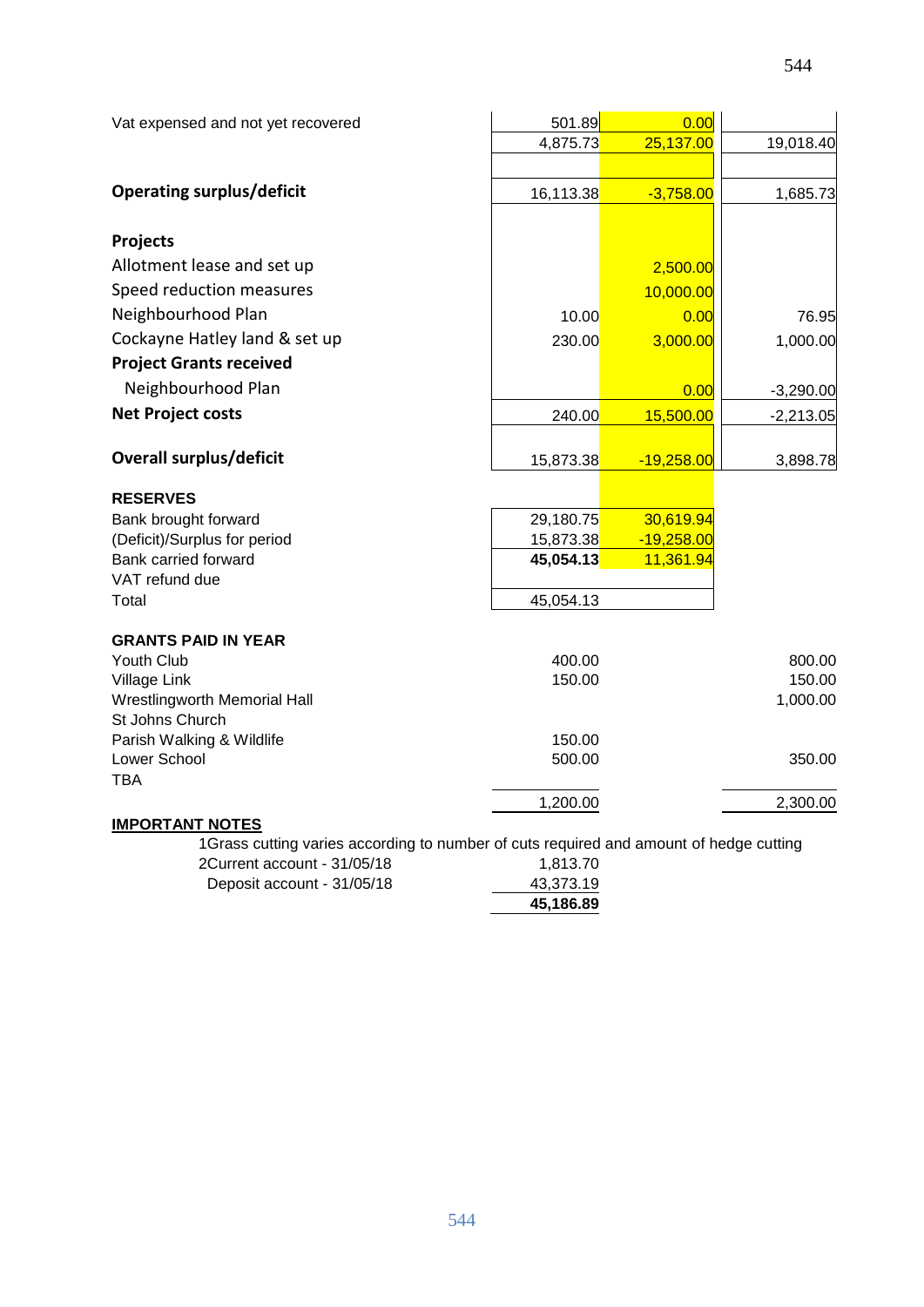| | | | |
|---|---|---|---|
| Vat expensed and not yet recovered | 501.89 | 0.00 | |
| | 4,875.73 | 25,137.00 | 19,018.40 |
| | | | |
| **Operating surplus/deficit** | 16,113.38 | -3,758.00 | 1,685.73 |
| | | | |
| **Projects** | | | |
| Allotment lease and set up | | 2,500.00 | |
| Speed reduction measures | | 10,000.00 | |
| Neighbourhood Plan | 10.00 | 0.00 | 76.95 |
| Cockayne Hatley land & set up | 230.00 | 3,000.00 | 1,000.00 |
| **Project Grants received** | | | |
| Neighbourhood Plan | | 0.00 | -3,290.00 |
| **Net Project costs** | 240.00 | 15,500.00 | -2,213.05 |
| | | | |
| **Overall surplus/deficit** | 15,873.38 | -19,258.00 | 3,898.78 |

**RESERVES**

| | | |
|---|---|---|
| Bank brought forward | 29,180.75 | 30,619.94 |
| (Deficit)/Surplus for period | 15,873.38 | -19,258.00 |
| Bank carried forward | **45,054.13** | 11,361.94 |
| VAT refund due | | |
| Total | 45,054.13 | |

**GRANTS PAID IN YEAR**

| | | |
|---|---|---|
| Youth Club | 400.00 | 800.00 |
| Village Link | 150.00 | 150.00 |
| Wrestlingworth Memorial Hall | | 1,000.00 |
| St Johns Church | | |
| Parish Walking & Wildlife | 150.00 | |
| Lower School | 500.00 | 350.00 |
| TBA | | |
| | 1,200.00 | 2,300.00 |

**IMPORTANT NOTES**

1Grass cutting varies according to number of cuts required and amount of hedge cutting

| | |
|---|---|
| 2Current account - 31/05/18 | 1,813.70 |
| Deposit account - 31/05/18 | 43,373.19 |
| | **45,186.89** |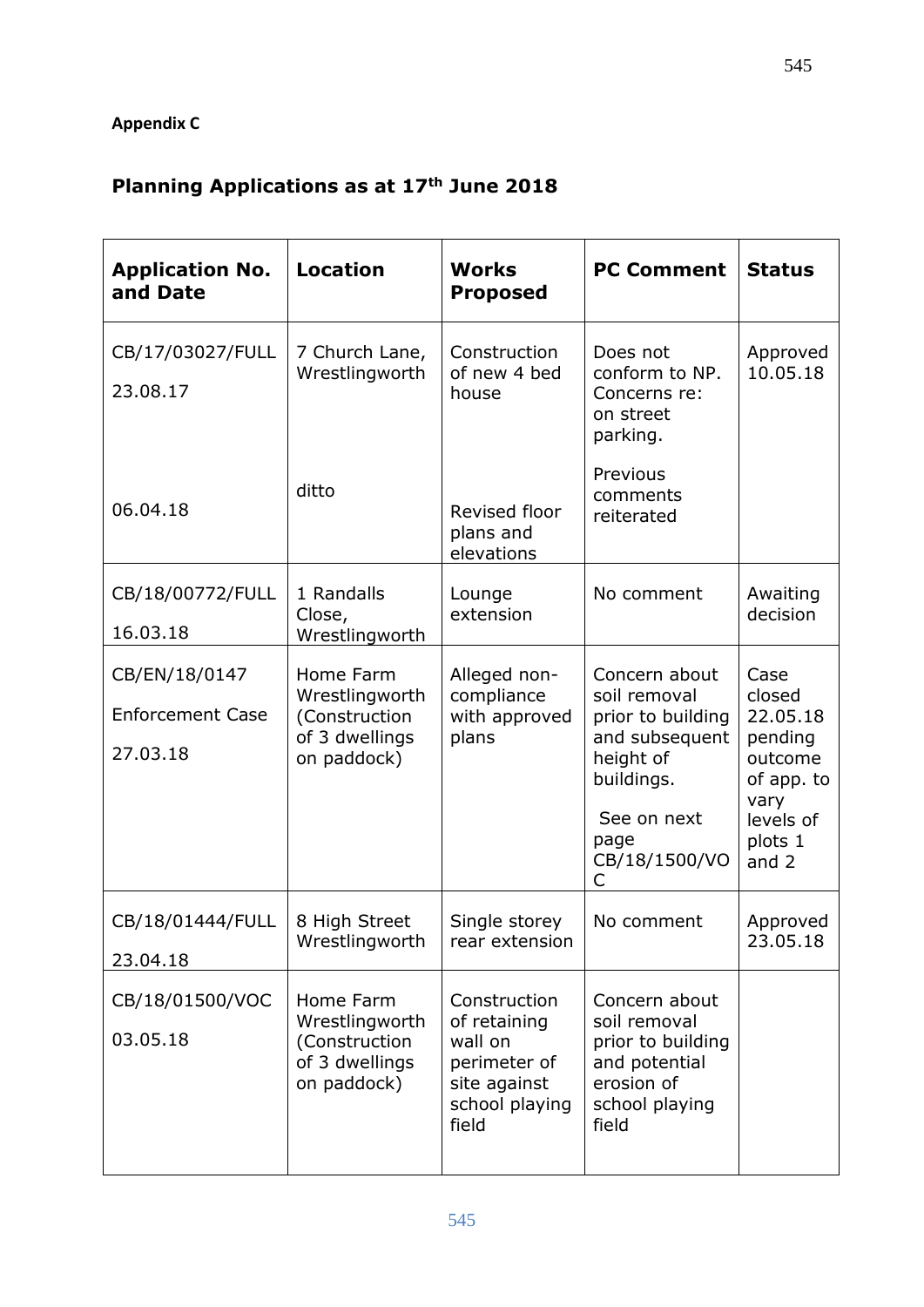**Appendix C**

## Planning Applications as at 17th June 2018

| Application No. and Date | Location | Works Proposed | PC Comment | Status |
|---|---|---|---|---|
| CB/17/03027/FULL<br>23.08.17<br><br>06.04.18 | 7 Church Lane, Wrestlingworth<br><br>ditto | Construction of new 4 bed house<br><br>Revised floor plans and elevations | Does not conform to NP. Concerns re: on street parking.<br><br>Previous comments reiterated | Approved 10.05.18 |
| CB/18/00772/FULL<br>16.03.18 | 1 Randalls Close, Wrestlingworth | Lounge extension | No comment | Awaiting decision |
| CB/EN/18/0147<br>Enforcement Case<br>27.03.18 | Home Farm Wrestlingworth (Construction of 3 dwellings on paddock) | Alleged non-compliance with approved plans | Concern about soil removal prior to building and subsequent height of buildings.<br><br>See on next page CB/18/1500/VOC | Case closed 22.05.18 pending outcome of app. to vary levels of plots 1 and 2 |
| CB/18/01444/FULL<br>23.04.18 | 8 High Street Wrestlingworth | Single storey rear extension | No comment | Approved 23.05.18 |
| CB/18/01500/VOC<br>03.05.18 | Home Farm Wrestlingworth (Construction of 3 dwellings on paddock) | Construction of retaining wall on perimeter of site against school playing field | Concern about soil removal prior to building and potential erosion of school playing field | |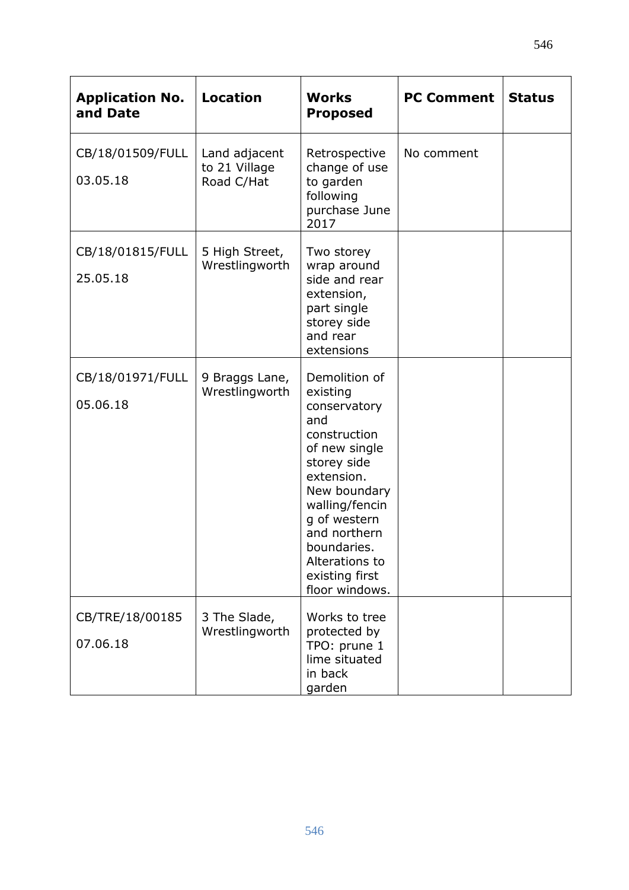| Application No. and Date | Location | Works Proposed | PC Comment | Status |
|---|---|---|---|---|
| CB/18/01509/FULL<br>03.05.18 | Land adjacent to 21 Village Road C/Hat | Retrospective change of use to garden following purchase June 2017 | No comment | |
| CB/18/01815/FULL<br>25.05.18 | 5 High Street, Wrestlingworth | Two storey wrap around side and rear extension, part single storey side and rear extensions | | |
| CB/18/01971/FULL<br>05.06.18 | 9 Braggs Lane, Wrestlingworth | Demolition of existing conservatory and construction of new single storey side extension. New boundary walling/fencing of western and northern boundaries. Alterations to existing first floor windows. | | |
| CB/TRE/18/00185<br>07.06.18 | 3 The Slade, Wrestlingworth | Works to tree protected by TPO: prune 1 lime situated in back garden | | |